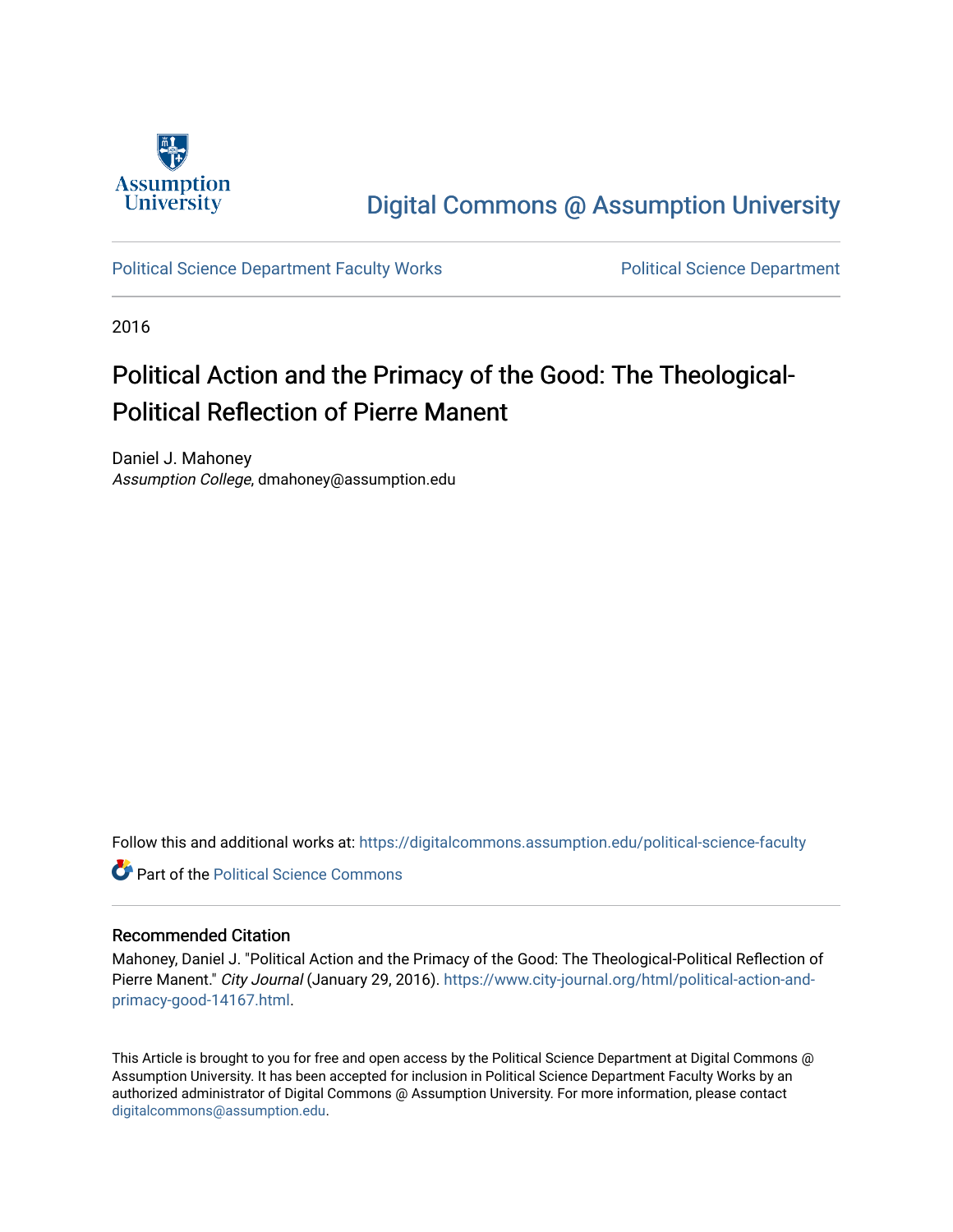Assumption University

# Digital Commons @ Assumption University

Political Science Department Faculty Works | Political Science Department

2016

## Political Action and the Primacy of the Good: The Theological-Political Reflection of Pierre Manent

Daniel J. Mahoney
*Assumption College*, dmahoney@assumption.edu

Follow this and additional works at: https://digitalcommons.assumption.edu/political-science-faculty

Part of the Political Science Commons

### Recommended Citation

Mahoney, Daniel J. "Political Action and the Primacy of the Good: The Theological-Political Reflection of Pierre Manent." *City Journal* (January 29, 2016). https://www.city-journal.org/html/political-action-and-primacy-good-14167.html.

This Article is brought to you for free and open access by the Political Science Department at Digital Commons @ Assumption University. It has been accepted for inclusion in Political Science Department Faculty Works by an authorized administrator of Digital Commons @ Assumption University. For more information, please contact digitalcommons@assumption.edu.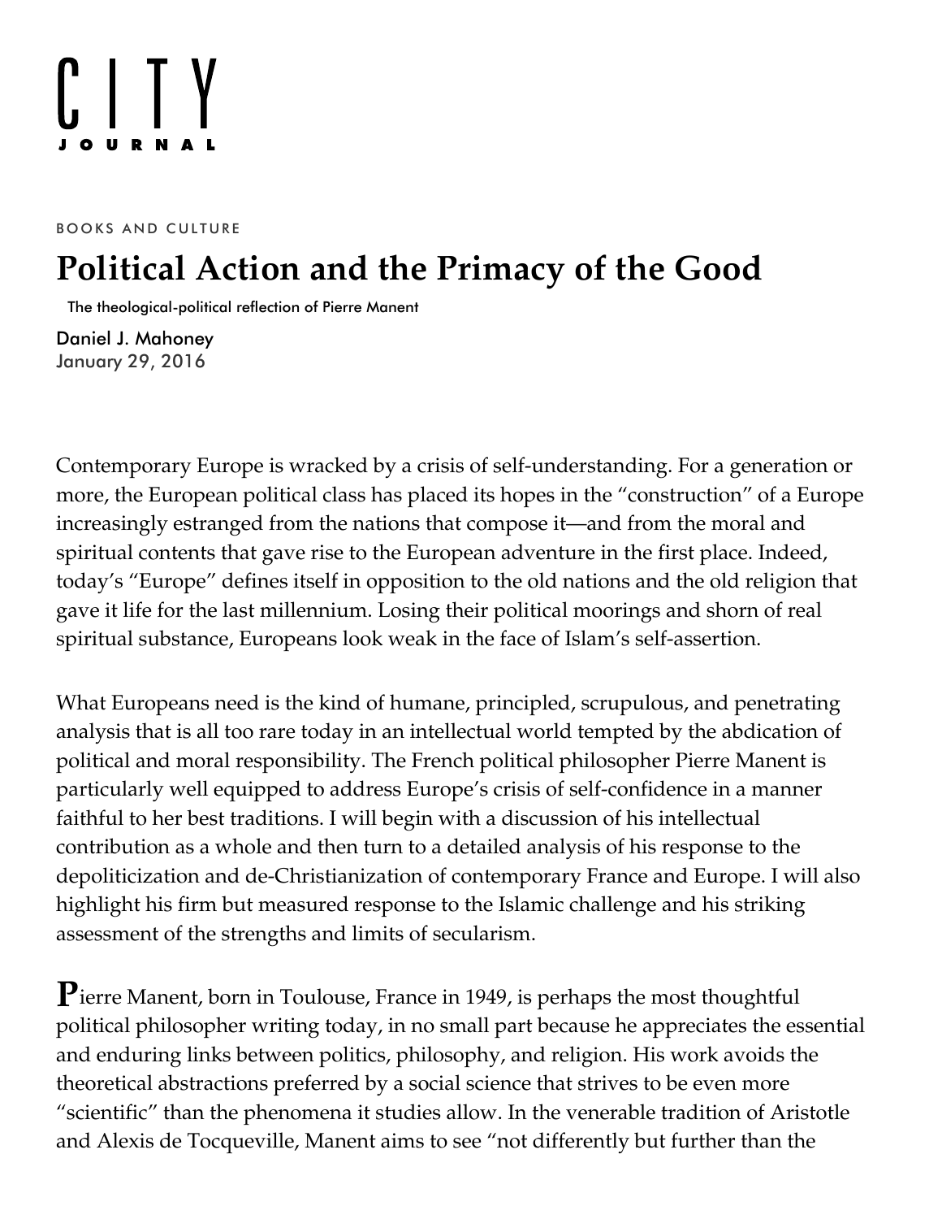BOOKS AND CULTURE

# Political Action and the Primacy of the Good

The theological-political reflection of Pierre Manent

Daniel J. Mahoney
January 29, 2016

Contemporary Europe is wracked by a crisis of self-understanding. For a generation or more, the European political class has placed its hopes in the "construction" of a Europe increasingly estranged from the nations that compose it—and from the moral and spiritual contents that gave rise to the European adventure in the first place. Indeed, today's "Europe" defines itself in opposition to the old nations and the old religion that gave it life for the last millennium. Losing their political moorings and shorn of real spiritual substance, Europeans look weak in the face of Islam's self-assertion.

What Europeans need is the kind of humane, principled, scrupulous, and penetrating analysis that is all too rare today in an intellectual world tempted by the abdication of political and moral responsibility. The French political philosopher Pierre Manent is particularly well equipped to address Europe's crisis of self-confidence in a manner faithful to her best traditions. I will begin with a discussion of his intellectual contribution as a whole and then turn to a detailed analysis of his response to the depoliticization and de-Christianization of contemporary France and Europe. I will also highlight his firm but measured response to the Islamic challenge and his striking assessment of the strengths and limits of secularism.

**P**ierre Manent, born in Toulouse, France in 1949, is perhaps the most thoughtful political philosopher writing today, in no small part because he appreciates the essential and enduring links between politics, philosophy, and religion. His work avoids the theoretical abstractions preferred by a social science that strives to be even more "scientific" than the phenomena it studies allow. In the venerable tradition of Aristotle and Alexis de Tocqueville, Manent aims to see "not differently but further than the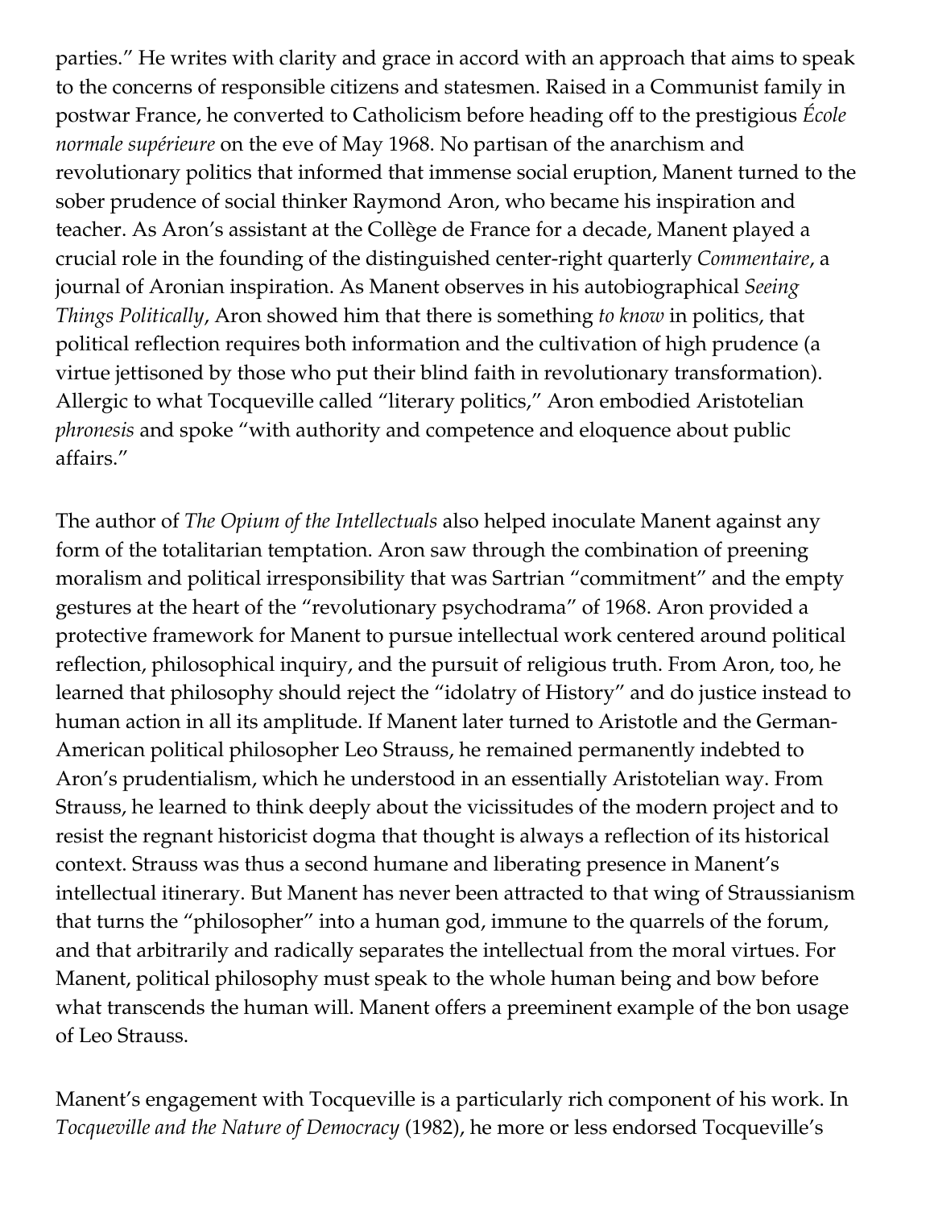parties." He writes with clarity and grace in accord with an approach that aims to speak to the concerns of responsible citizens and statesmen. Raised in a Communist family in postwar France, he converted to Catholicism before heading off to the prestigious *École normale supérieure* on the eve of May 1968. No partisan of the anarchism and revolutionary politics that informed that immense social eruption, Manent turned to the sober prudence of social thinker Raymond Aron, who became his inspiration and teacher. As Aron's assistant at the Collège de France for a decade, Manent played a crucial role in the founding of the distinguished center-right quarterly *Commentaire*, a journal of Aronian inspiration. As Manent observes in his autobiographical *Seeing Things Politically*, Aron showed him that there is something *to know* in politics, that political reflection requires both information and the cultivation of high prudence (a virtue jettisoned by those who put their blind faith in revolutionary transformation). Allergic to what Tocqueville called "literary politics," Aron embodied Aristotelian *phronesis* and spoke "with authority and competence and eloquence about public affairs."

The author of *The Opium of the Intellectuals* also helped inoculate Manent against any form of the totalitarian temptation. Aron saw through the combination of preening moralism and political irresponsibility that was Sartrian "commitment" and the empty gestures at the heart of the "revolutionary psychodrama" of 1968. Aron provided a protective framework for Manent to pursue intellectual work centered around political reflection, philosophical inquiry, and the pursuit of religious truth. From Aron, too, he learned that philosophy should reject the "idolatry of History" and do justice instead to human action in all its amplitude. If Manent later turned to Aristotle and the German-American political philosopher Leo Strauss, he remained permanently indebted to Aron's prudentialism, which he understood in an essentially Aristotelian way. From Strauss, he learned to think deeply about the vicissitudes of the modern project and to resist the regnant historicist dogma that thought is always a reflection of its historical context. Strauss was thus a second humane and liberating presence in Manent's intellectual itinerary. But Manent has never been attracted to that wing of Straussianism that turns the "philosopher" into a human god, immune to the quarrels of the forum, and that arbitrarily and radically separates the intellectual from the moral virtues. For Manent, political philosophy must speak to the whole human being and bow before what transcends the human will. Manent offers a preeminent example of the bon usage of Leo Strauss.

Manent's engagement with Tocqueville is a particularly rich component of his work. In *Tocqueville and the Nature of Democracy* (1982), he more or less endorsed Tocqueville's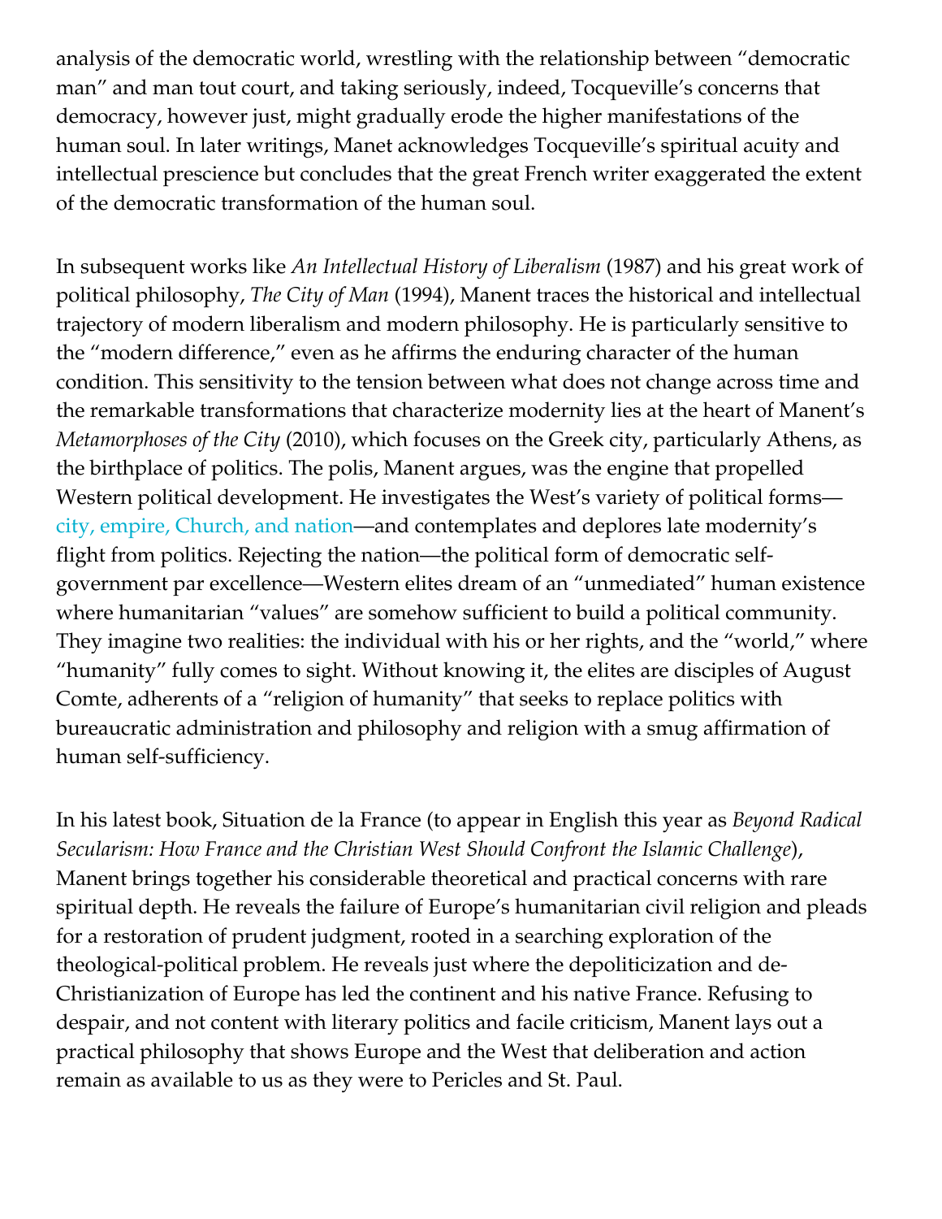analysis of the democratic world, wrestling with the relationship between "democratic man" and man tout court, and taking seriously, indeed, Tocqueville's concerns that democracy, however just, might gradually erode the higher manifestations of the human soul. In later writings, Manet acknowledges Tocqueville's spiritual acuity and intellectual prescience but concludes that the great French writer exaggerated the extent of the democratic transformation of the human soul.

In subsequent works like *An Intellectual History of Liberalism* (1987) and his great work of political philosophy, *The City of Man* (1994), Manent traces the historical and intellectual trajectory of modern liberalism and modern philosophy. He is particularly sensitive to the "modern difference," even as he affirms the enduring character of the human condition. This sensitivity to the tension between what does not change across time and the remarkable transformations that characterize modernity lies at the heart of Manent's *Metamorphoses of the City* (2010), which focuses on the Greek city, particularly Athens, as the birthplace of politics. The polis, Manent argues, was the engine that propelled Western political development. He investigates the West's variety of political forms—city, empire, Church, and nation—and contemplates and deplores late modernity's flight from politics. Rejecting the nation—the political form of democratic self-government par excellence—Western elites dream of an "unmediated" human existence where humanitarian "values" are somehow sufficient to build a political community. They imagine two realities: the individual with his or her rights, and the "world," where "humanity" fully comes to sight. Without knowing it, the elites are disciples of August Comte, adherents of a "religion of humanity" that seeks to replace politics with bureaucratic administration and philosophy and religion with a smug affirmation of human self-sufficiency.

In his latest book, Situation de la France (to appear in English this year as *Beyond Radical Secularism: How France and the Christian West Should Confront the Islamic Challenge*), Manent brings together his considerable theoretical and practical concerns with rare spiritual depth. He reveals the failure of Europe's humanitarian civil religion and pleads for a restoration of prudent judgment, rooted in a searching exploration of the theological-political problem. He reveals just where the depoliticization and de-Christianization of Europe has led the continent and his native France. Refusing to despair, and not content with literary politics and facile criticism, Manent lays out a practical philosophy that shows Europe and the West that deliberation and action remain as available to us as they were to Pericles and St. Paul.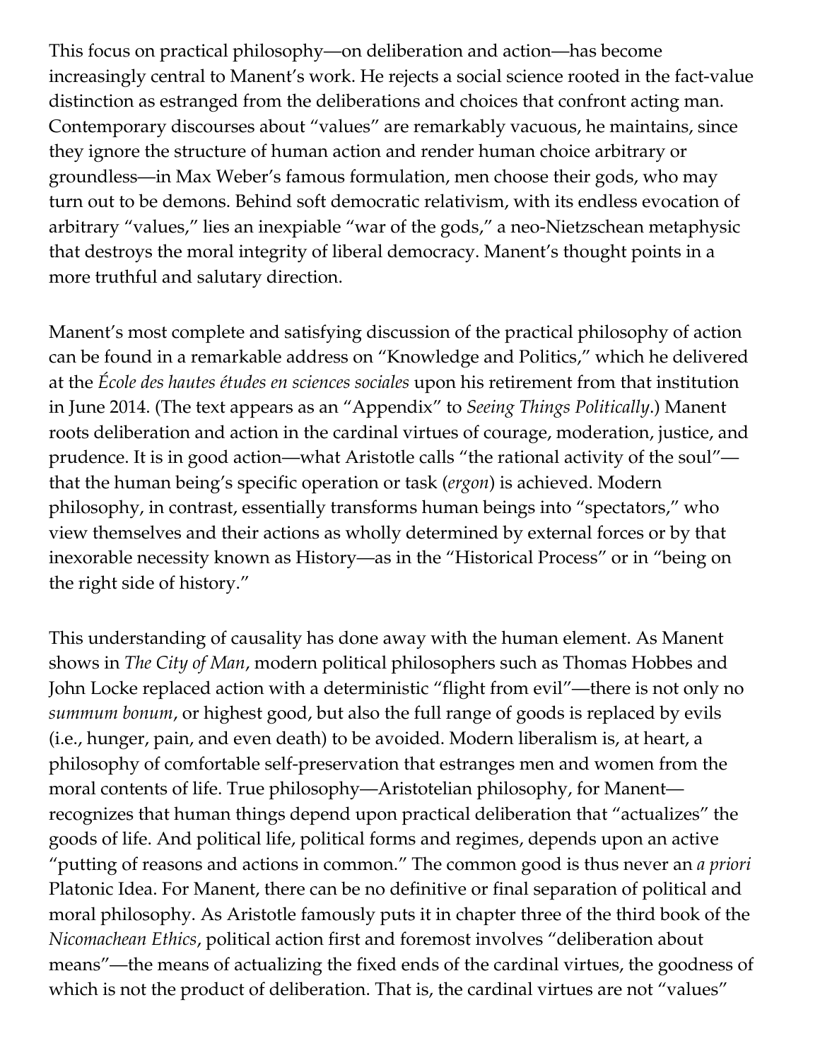This focus on practical philosophy—on deliberation and action—has become increasingly central to Manent's work. He rejects a social science rooted in the fact-value distinction as estranged from the deliberations and choices that confront acting man. Contemporary discourses about "values" are remarkably vacuous, he maintains, since they ignore the structure of human action and render human choice arbitrary or groundless—in Max Weber's famous formulation, men choose their gods, who may turn out to be demons. Behind soft democratic relativism, with its endless evocation of arbitrary "values," lies an inexpiable "war of the gods," a neo-Nietzschean metaphysic that destroys the moral integrity of liberal democracy. Manent's thought points in a more truthful and salutary direction.

Manent's most complete and satisfying discussion of the practical philosophy of action can be found in a remarkable address on "Knowledge and Politics," which he delivered at the *École des hautes études en sciences sociales* upon his retirement from that institution in June 2014. (The text appears as an "Appendix" to *Seeing Things Politically*.) Manent roots deliberation and action in the cardinal virtues of courage, moderation, justice, and prudence. It is in good action—what Aristotle calls "the rational activity of the soul"—that the human being's specific operation or task (*ergon*) is achieved. Modern philosophy, in contrast, essentially transforms human beings into "spectators," who view themselves and their actions as wholly determined by external forces or by that inexorable necessity known as History—as in the "Historical Process" or in "being on the right side of history."

This understanding of causality has done away with the human element. As Manent shows in *The City of Man*, modern political philosophers such as Thomas Hobbes and John Locke replaced action with a deterministic "flight from evil"—there is not only no *summum bonum*, or highest good, but also the full range of goods is replaced by evils (i.e., hunger, pain, and even death) to be avoided. Modern liberalism is, at heart, a philosophy of comfortable self-preservation that estranges men and women from the moral contents of life. True philosophy—Aristotelian philosophy, for Manent—recognizes that human things depend upon practical deliberation that "actualizes" the goods of life. And political life, political forms and regimes, depends upon an active "putting of reasons and actions in common." The common good is thus never an *a priori* Platonic Idea. For Manent, there can be no definitive or final separation of political and moral philosophy. As Aristotle famously puts it in chapter three of the third book of the *Nicomachean Ethics*, political action first and foremost involves "deliberation about means"—the means of actualizing the fixed ends of the cardinal virtues, the goodness of which is not the product of deliberation. That is, the cardinal virtues are not "values"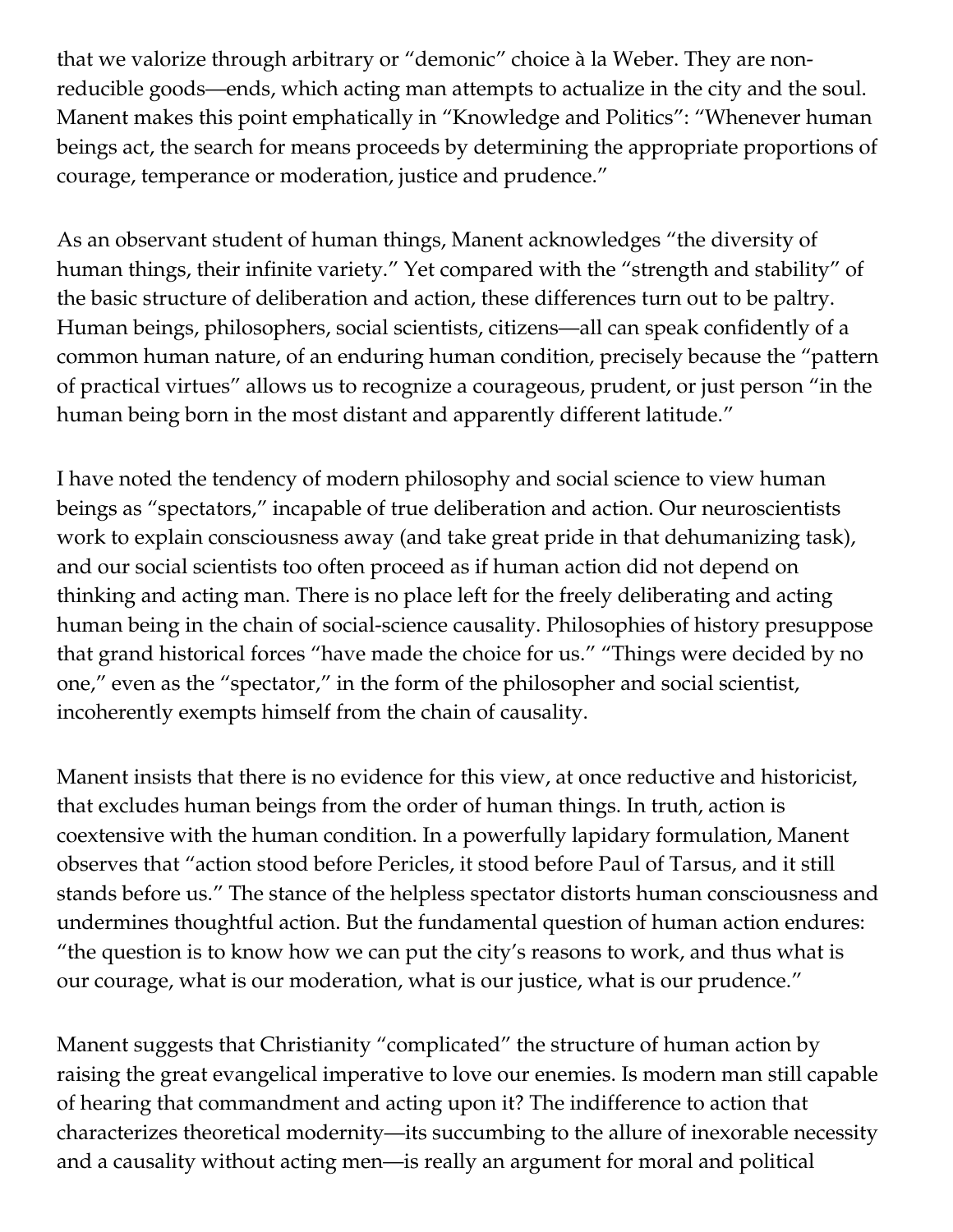that we valorize through arbitrary or "demonic" choice à la Weber. They are non-reducible goods—ends, which acting man attempts to actualize in the city and the soul. Manent makes this point emphatically in "Knowledge and Politics": "Whenever human beings act, the search for means proceeds by determining the appropriate proportions of courage, temperance or moderation, justice and prudence."

As an observant student of human things, Manent acknowledges "the diversity of human things, their infinite variety." Yet compared with the "strength and stability" of the basic structure of deliberation and action, these differences turn out to be paltry. Human beings, philosophers, social scientists, citizens—all can speak confidently of a common human nature, of an enduring human condition, precisely because the "pattern of practical virtues" allows us to recognize a courageous, prudent, or just person "in the human being born in the most distant and apparently different latitude."

I have noted the tendency of modern philosophy and social science to view human beings as "spectators," incapable of true deliberation and action. Our neuroscientists work to explain consciousness away (and take great pride in that dehumanizing task), and our social scientists too often proceed as if human action did not depend on thinking and acting man. There is no place left for the freely deliberating and acting human being in the chain of social-science causality. Philosophies of history presuppose that grand historical forces "have made the choice for us." "Things were decided by no one," even as the "spectator," in the form of the philosopher and social scientist, incoherently exempts himself from the chain of causality.

Manent insists that there is no evidence for this view, at once reductive and historicist, that excludes human beings from the order of human things. In truth, action is coextensive with the human condition. In a powerfully lapidary formulation, Manent observes that "action stood before Pericles, it stood before Paul of Tarsus, and it still stands before us." The stance of the helpless spectator distorts human consciousness and undermines thoughtful action. But the fundamental question of human action endures: "the question is to know how we can put the city's reasons to work, and thus what is our courage, what is our moderation, what is our justice, what is our prudence."

Manent suggests that Christianity "complicated" the structure of human action by raising the great evangelical imperative to love our enemies. Is modern man still capable of hearing that commandment and acting upon it? The indifference to action that characterizes theoretical modernity—its succumbing to the allure of inexorable necessity and a causality without acting men—is really an argument for moral and political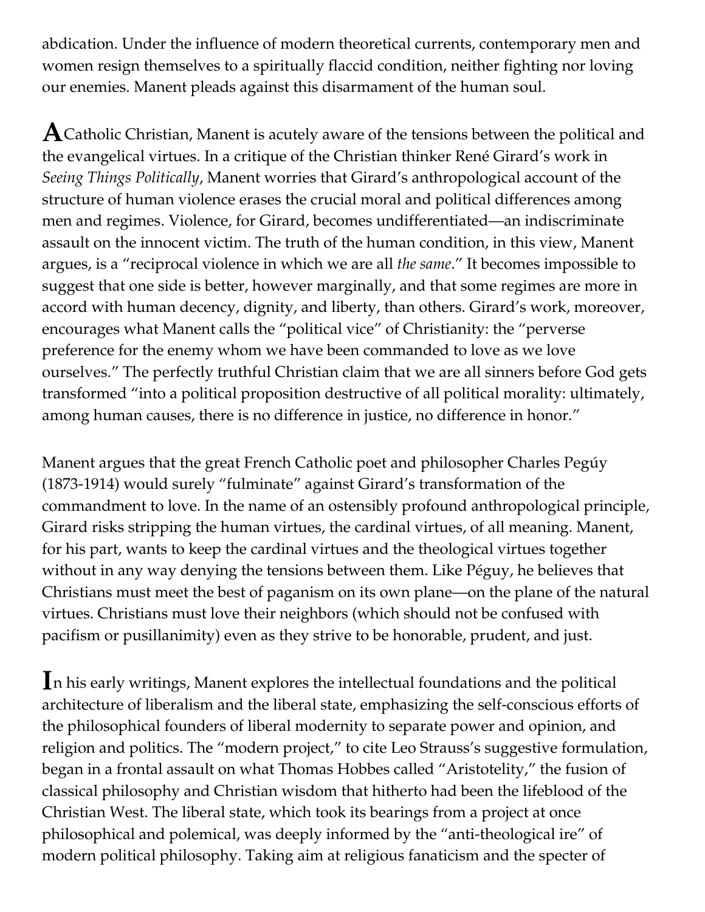abdication. Under the influence of modern theoretical currents, contemporary men and women resign themselves to a spiritually flaccid condition, neither fighting nor loving our enemies. Manent pleads against this disarmament of the human soul.

**A** Catholic Christian, Manent is acutely aware of the tensions between the political and the evangelical virtues. In a critique of the Christian thinker René Girard's work in *Seeing Things Politically*, Manent worries that Girard's anthropological account of the structure of human violence erases the crucial moral and political differences among men and regimes. Violence, for Girard, becomes undifferentiated—an indiscriminate assault on the innocent victim. The truth of the human condition, in this view, Manent argues, is a "reciprocal violence in which we are all *the same*." It becomes impossible to suggest that one side is better, however marginally, and that some regimes are more in accord with human decency, dignity, and liberty, than others. Girard's work, moreover, encourages what Manent calls the "political vice" of Christianity: the "perverse preference for the enemy whom we have been commanded to love as we love ourselves." The perfectly truthful Christian claim that we are all sinners before God gets transformed "into a political proposition destructive of all political morality: ultimately, among human causes, there is no difference in justice, no difference in honor."

Manent argues that the great French Catholic poet and philosopher Charles Pegúy (1873-1914) would surely "fulminate" against Girard's transformation of the commandment to love. In the name of an ostensibly profound anthropological principle, Girard risks stripping the human virtues, the cardinal virtues, of all meaning. Manent, for his part, wants to keep the cardinal virtues and the theological virtues together without in any way denying the tensions between them. Like Péguy, he believes that Christians must meet the best of paganism on its own plane—on the plane of the natural virtues. Christians must love their neighbors (which should not be confused with pacifism or pusillanimity) even as they strive to be honorable, prudent, and just.

**I**n his early writings, Manent explores the intellectual foundations and the political architecture of liberalism and the liberal state, emphasizing the self-conscious efforts of the philosophical founders of liberal modernity to separate power and opinion, and religion and politics. The "modern project," to cite Leo Strauss's suggestive formulation, began in a frontal assault on what Thomas Hobbes called "Aristotelity," the fusion of classical philosophy and Christian wisdom that hitherto had been the lifeblood of the Christian West. The liberal state, which took its bearings from a project at once philosophical and polemical, was deeply informed by the "anti-theological ire" of modern political philosophy. Taking aim at religious fanaticism and the specter of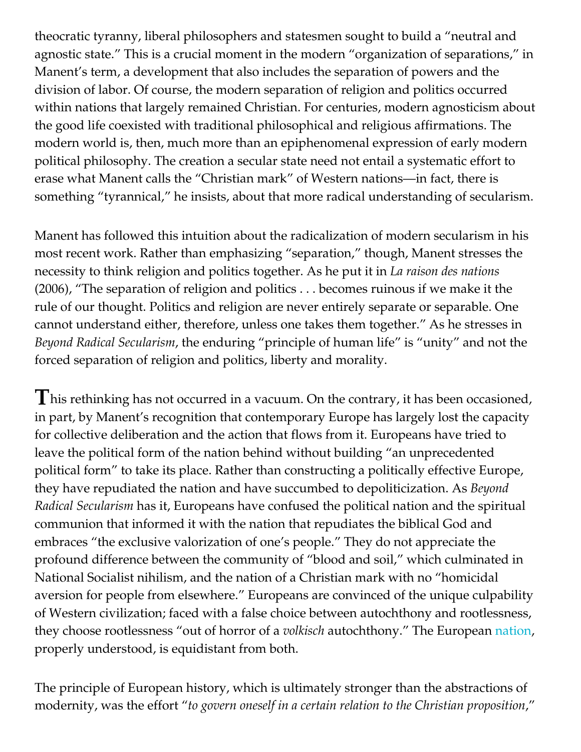theocratic tyranny, liberal philosophers and statesmen sought to build a "neutral and agnostic state." This is a crucial moment in the modern "organization of separations," in Manent's term, a development that also includes the separation of powers and the division of labor. Of course, the modern separation of religion and politics occurred within nations that largely remained Christian. For centuries, modern agnosticism about the good life coexisted with traditional philosophical and religious affirmations. The modern world is, then, much more than an epiphenomenal expression of early modern political philosophy. The creation a secular state need not entail a systematic effort to erase what Manent calls the "Christian mark" of Western nations—in fact, there is something "tyrannical," he insists, about that more radical understanding of secularism.

Manent has followed this intuition about the radicalization of modern secularism in his most recent work. Rather than emphasizing "separation," though, Manent stresses the necessity to think religion and politics together. As he put it in *La raison des nations* (2006), "The separation of religion and politics . . . becomes ruinous if we make it the rule of our thought. Politics and religion are never entirely separate or separable. One cannot understand either, therefore, unless one takes them together." As he stresses in *Beyond Radical Secularism*, the enduring "principle of human life" is "unity" and not the forced separation of religion and politics, liberty and morality.

**T**his rethinking has not occurred in a vacuum. On the contrary, it has been occasioned, in part, by Manent's recognition that contemporary Europe has largely lost the capacity for collective deliberation and the action that flows from it. Europeans have tried to leave the political form of the nation behind without building "an unprecedented political form" to take its place. Rather than constructing a politically effective Europe, they have repudiated the nation and have succumbed to depoliticization. As *Beyond Radical Secularism* has it, Europeans have confused the political nation and the spiritual communion that informed it with the nation that repudiates the biblical God and embraces "the exclusive valorization of one's people." They do not appreciate the profound difference between the community of "blood and soil," which culminated in National Socialist nihilism, and the nation of a Christian mark with no "homicidal aversion for people from elsewhere." Europeans are convinced of the unique culpability of Western civilization; faced with a false choice between autochthony and rootlessness, they choose rootlessness "out of horror of a *volkisch* autochthony." The European nation, properly understood, is equidistant from both.

The principle of European history, which is ultimately stronger than the abstractions of modernity, was the effort "*to govern oneself in a certain relation to the Christian proposition*,"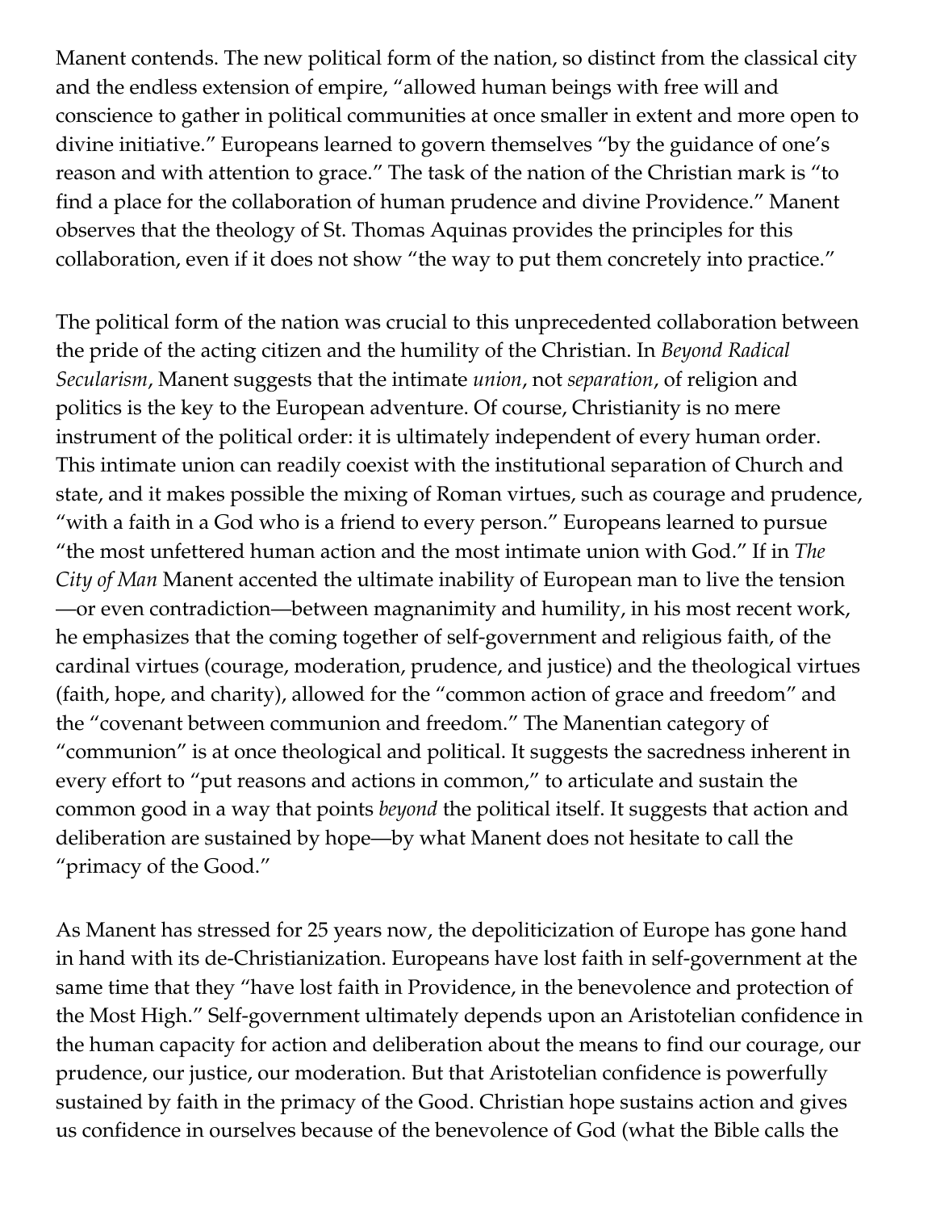Manent contends. The new political form of the nation, so distinct from the classical city and the endless extension of empire, "allowed human beings with free will and conscience to gather in political communities at once smaller in extent and more open to divine initiative." Europeans learned to govern themselves "by the guidance of one's reason and with attention to grace." The task of the nation of the Christian mark is "to find a place for the collaboration of human prudence and divine Providence." Manent observes that the theology of St. Thomas Aquinas provides the principles for this collaboration, even if it does not show "the way to put them concretely into practice."

The political form of the nation was crucial to this unprecedented collaboration between the pride of the acting citizen and the humility of the Christian. In *Beyond Radical Secularism*, Manent suggests that the intimate *union*, not *separation*, of religion and politics is the key to the European adventure. Of course, Christianity is no mere instrument of the political order: it is ultimately independent of every human order. This intimate union can readily coexist with the institutional separation of Church and state, and it makes possible the mixing of Roman virtues, such as courage and prudence, "with a faith in a God who is a friend to every person." Europeans learned to pursue "the most unfettered human action and the most intimate union with God." If in *The City of Man* Manent accented the ultimate inability of European man to live the tension—or even contradiction—between magnanimity and humility, in his most recent work, he emphasizes that the coming together of self-government and religious faith, of the cardinal virtues (courage, moderation, prudence, and justice) and the theological virtues (faith, hope, and charity), allowed for the "common action of grace and freedom" and the "covenant between communion and freedom." The Manentian category of "communion" is at once theological and political. It suggests the sacredness inherent in every effort to "put reasons and actions in common," to articulate and sustain the common good in a way that points *beyond* the political itself. It suggests that action and deliberation are sustained by hope—by what Manent does not hesitate to call the "primacy of the Good."

As Manent has stressed for 25 years now, the depoliticization of Europe has gone hand in hand with its de-Christianization. Europeans have lost faith in self-government at the same time that they "have lost faith in Providence, in the benevolence and protection of the Most High." Self-government ultimately depends upon an Aristotelian confidence in the human capacity for action and deliberation about the means to find our courage, our prudence, our justice, our moderation. But that Aristotelian confidence is powerfully sustained by faith in the primacy of the Good. Christian hope sustains action and gives us confidence in ourselves because of the benevolence of God (what the Bible calls the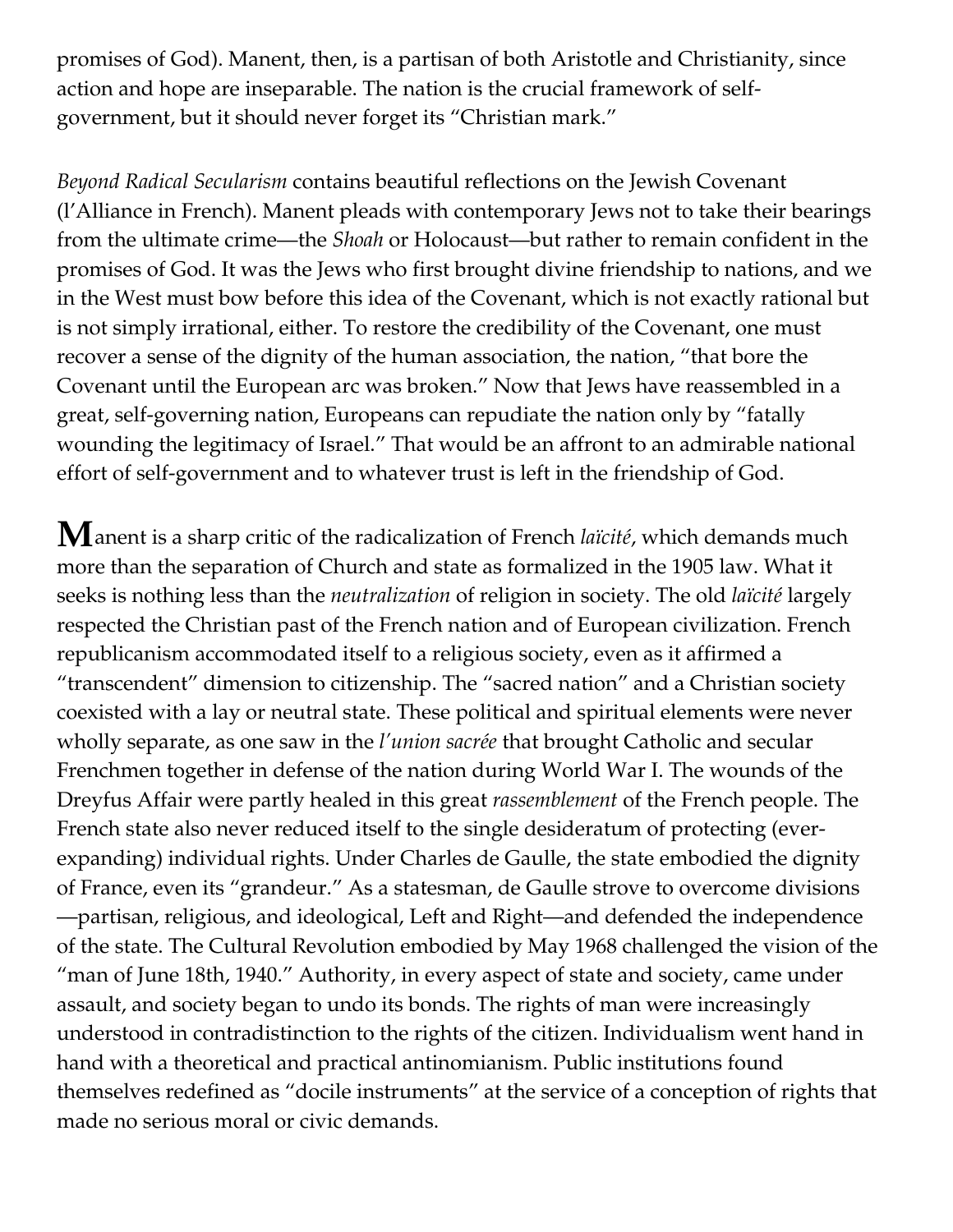promises of God). Manent, then, is a partisan of both Aristotle and Christianity, since action and hope are inseparable. The nation is the crucial framework of self-government, but it should never forget its "Christian mark."

*Beyond Radical Secularism* contains beautiful reflections on the Jewish Covenant (l'Alliance in French). Manent pleads with contemporary Jews not to take their bearings from the ultimate crime—the *Shoah* or Holocaust—but rather to remain confident in the promises of God. It was the Jews who first brought divine friendship to nations, and we in the West must bow before this idea of the Covenant, which is not exactly rational but is not simply irrational, either. To restore the credibility of the Covenant, one must recover a sense of the dignity of the human association, the nation, "that bore the Covenant until the European arc was broken." Now that Jews have reassembled in a great, self-governing nation, Europeans can repudiate the nation only by "fatally wounding the legitimacy of Israel." That would be an affront to an admirable national effort of self-government and to whatever trust is left in the friendship of God.

**M**anent is a sharp critic of the radicalization of French *laïcité*, which demands much more than the separation of Church and state as formalized in the 1905 law. What it seeks is nothing less than the *neutralization* of religion in society. The old *laïcité* largely respected the Christian past of the French nation and of European civilization. French republicanism accommodated itself to a religious society, even as it affirmed a "transcendent" dimension to citizenship. The "sacred nation" and a Christian society coexisted with a lay or neutral state. These political and spiritual elements were never wholly separate, as one saw in the *l'union sacrée* that brought Catholic and secular Frenchmen together in defense of the nation during World War I. The wounds of the Dreyfus Affair were partly healed in this great *rassemblement* of the French people. The French state also never reduced itself to the single desideratum of protecting (ever-expanding) individual rights. Under Charles de Gaulle, the state embodied the dignity of France, even its "grandeur." As a statesman, de Gaulle strove to overcome divisions—partisan, religious, and ideological, Left and Right—and defended the independence of the state. The Cultural Revolution embodied by May 1968 challenged the vision of the "man of June 18th, 1940." Authority, in every aspect of state and society, came under assault, and society began to undo its bonds. The rights of man were increasingly understood in contradistinction to the rights of the citizen. Individualism went hand in hand with a theoretical and practical antinomianism. Public institutions found themselves redefined as "docile instruments" at the service of a conception of rights that made no serious moral or civic demands.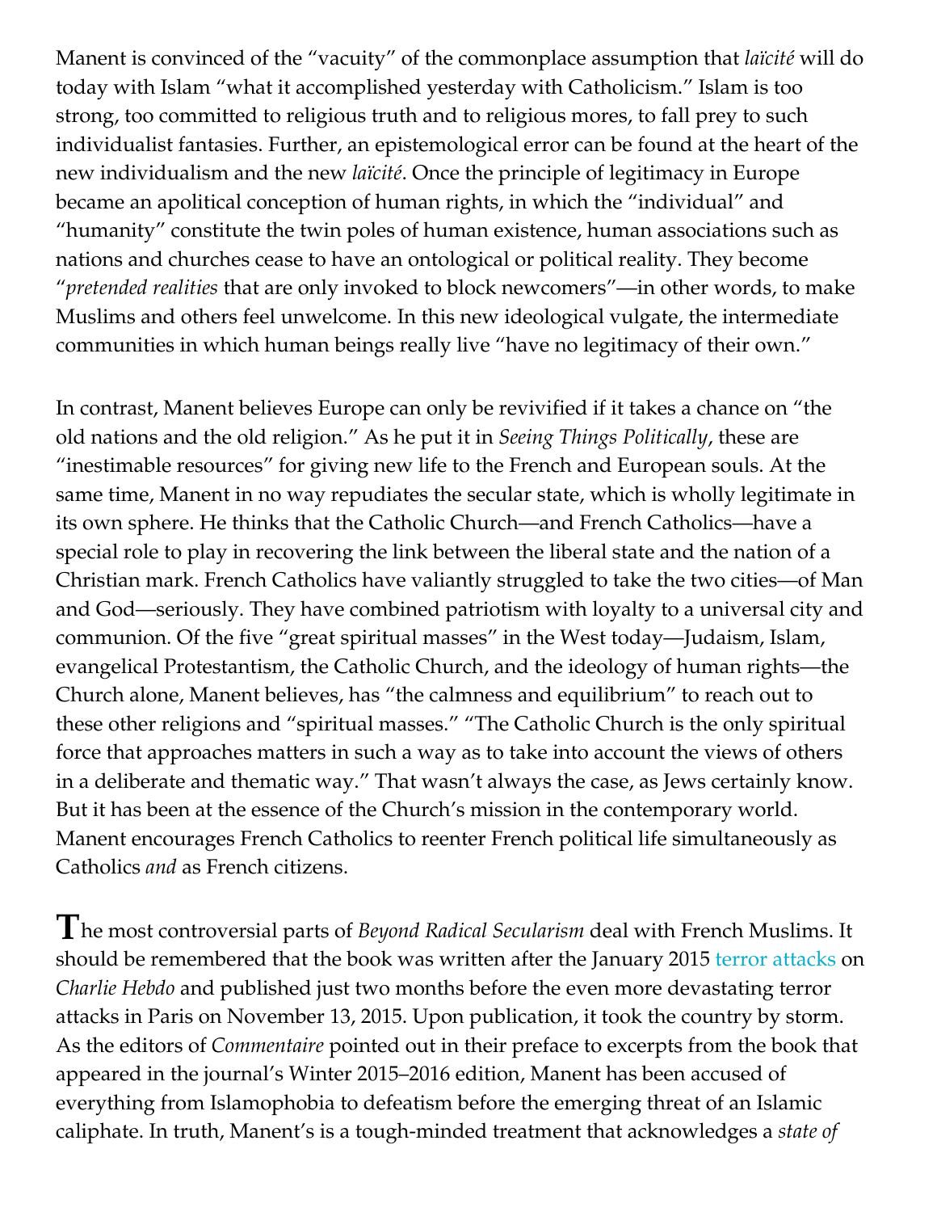Manent is convinced of the "vacuity" of the commonplace assumption that *laïcité* will do today with Islam "what it accomplished yesterday with Catholicism." Islam is too strong, too committed to religious truth and to religious mores, to fall prey to such individualist fantasies. Further, an epistemological error can be found at the heart of the new individualism and the new *laïcité*. Once the principle of legitimacy in Europe became an apolitical conception of human rights, in which the "individual" and "humanity" constitute the twin poles of human existence, human associations such as nations and churches cease to have an ontological or political reality. They become "*pretended realities* that are only invoked to block newcomers"—in other words, to make Muslims and others feel unwelcome. In this new ideological vulgate, the intermediate communities in which human beings really live "have no legitimacy of their own."

In contrast, Manent believes Europe can only be revivified if it takes a chance on "the old nations and the old religion." As he put it in *Seeing Things Politically*, these are "inestimable resources" for giving new life to the French and European souls. At the same time, Manent in no way repudiates the secular state, which is wholly legitimate in its own sphere. He thinks that the Catholic Church—and French Catholics—have a special role to play in recovering the link between the liberal state and the nation of a Christian mark. French Catholics have valiantly struggled to take the two cities—of Man and God—seriously. They have combined patriotism with loyalty to a universal city and communion. Of the five "great spiritual masses" in the West today—Judaism, Islam, evangelical Protestantism, the Catholic Church, and the ideology of human rights—the Church alone, Manent believes, has "the calmness and equilibrium" to reach out to these other religions and "spiritual masses." "The Catholic Church is the only spiritual force that approaches matters in such a way as to take into account the views of others in a deliberate and thematic way." That wasn't always the case, as Jews certainly know. But it has been at the essence of the Church's mission in the contemporary world. Manent encourages French Catholics to reenter French political life simultaneously as Catholics *and* as French citizens.

**T**he most controversial parts of *Beyond Radical Secularism* deal with French Muslims. It should be remembered that the book was written after the January 2015 terror attacks on *Charlie Hebdo* and published just two months before the even more devastating terror attacks in Paris on November 13, 2015. Upon publication, it took the country by storm. As the editors of *Commentaire* pointed out in their preface to excerpts from the book that appeared in the journal's Winter 2015–2016 edition, Manent has been accused of everything from Islamophobia to defeatism before the emerging threat of an Islamic caliphate. In truth, Manent's is a tough-minded treatment that acknowledges a *state of*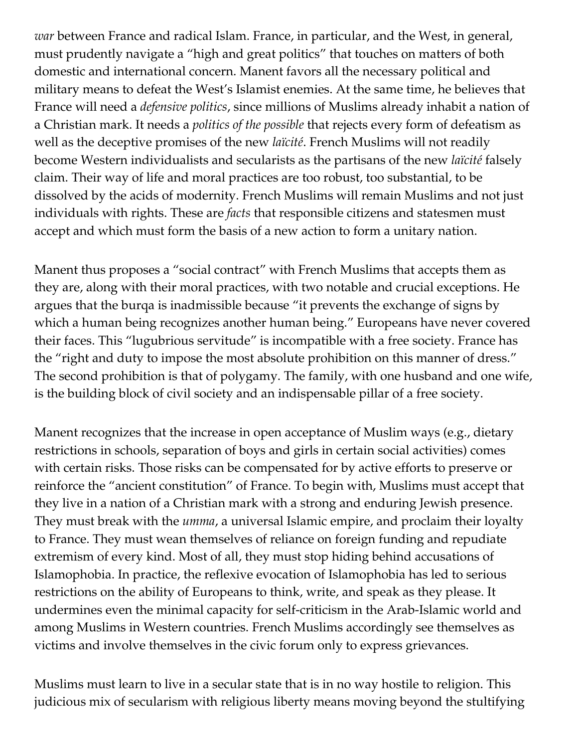*war* between France and radical Islam. France, in particular, and the West, in general, must prudently navigate a "high and great politics" that touches on matters of both domestic and international concern. Manent favors all the necessary political and military means to defeat the West's Islamist enemies. At the same time, he believes that France will need a *defensive politics*, since millions of Muslims already inhabit a nation of a Christian mark. It needs a *politics of the possible* that rejects every form of defeatism as well as the deceptive promises of the new *laïcité*. French Muslims will not readily become Western individualists and secularists as the partisans of the new *laïcité* falsely claim. Their way of life and moral practices are too robust, too substantial, to be dissolved by the acids of modernity. French Muslims will remain Muslims and not just individuals with rights. These are *facts* that responsible citizens and statesmen must accept and which must form the basis of a new action to form a unitary nation.

Manent thus proposes a "social contract" with French Muslims that accepts them as they are, along with their moral practices, with two notable and crucial exceptions. He argues that the burqa is inadmissible because "it prevents the exchange of signs by which a human being recognizes another human being." Europeans have never covered their faces. This "lugubrious servitude" is incompatible with a free society. France has the "right and duty to impose the most absolute prohibition on this manner of dress." The second prohibition is that of polygamy. The family, with one husband and one wife, is the building block of civil society and an indispensable pillar of a free society.

Manent recognizes that the increase in open acceptance of Muslim ways (e.g., dietary restrictions in schools, separation of boys and girls in certain social activities) comes with certain risks. Those risks can be compensated for by active efforts to preserve or reinforce the "ancient constitution" of France. To begin with, Muslims must accept that they live in a nation of a Christian mark with a strong and enduring Jewish presence. They must break with the *umma*, a universal Islamic empire, and proclaim their loyalty to France. They must wean themselves of reliance on foreign funding and repudiate extremism of every kind. Most of all, they must stop hiding behind accusations of Islamophobia. In practice, the reflexive evocation of Islamophobia has led to serious restrictions on the ability of Europeans to think, write, and speak as they please. It undermines even the minimal capacity for self-criticism in the Arab-Islamic world and among Muslims in Western countries. French Muslims accordingly see themselves as victims and involve themselves in the civic forum only to express grievances.

Muslims must learn to live in a secular state that is in no way hostile to religion. This judicious mix of secularism with religious liberty means moving beyond the stultifying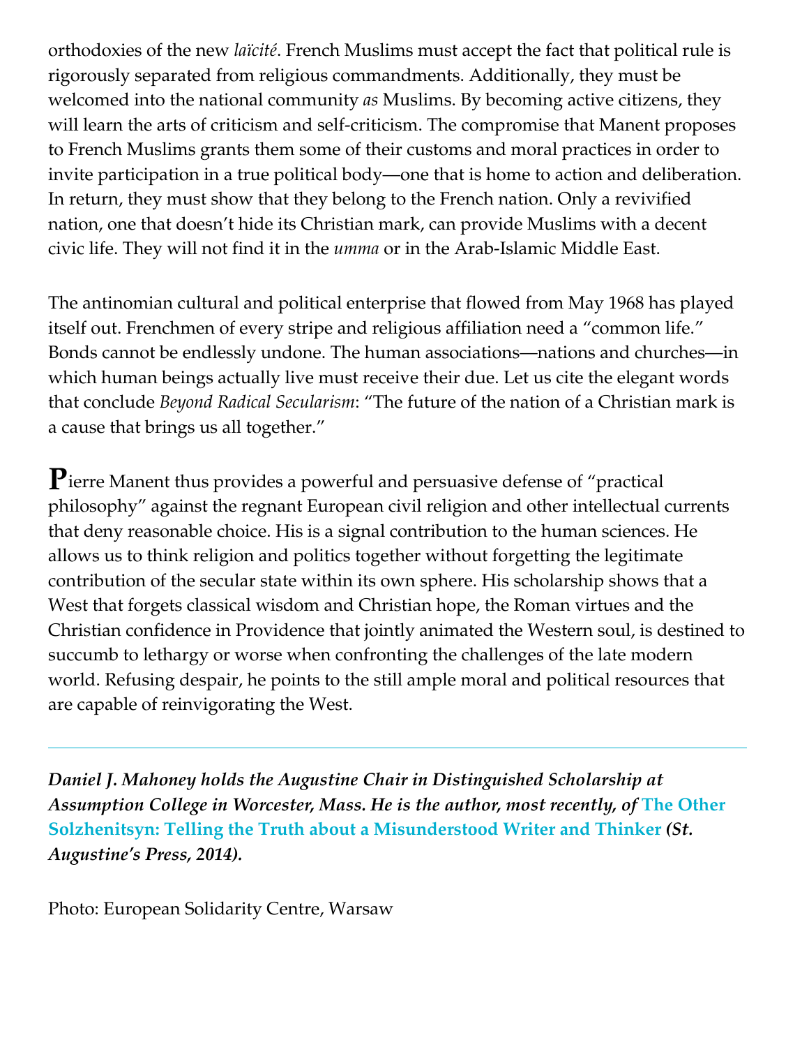orthodoxies of the new *laïcité*. French Muslims must accept the fact that political rule is rigorously separated from religious commandments. Additionally, they must be welcomed into the national community *as* Muslims. By becoming active citizens, they will learn the arts of criticism and self-criticism. The compromise that Manent proposes to French Muslims grants them some of their customs and moral practices in order to invite participation in a true political body—one that is home to action and deliberation. In return, they must show that they belong to the French nation. Only a revivified nation, one that doesn't hide its Christian mark, can provide Muslims with a decent civic life. They will not find it in the *umma* or in the Arab-Islamic Middle East.

The antinomian cultural and political enterprise that flowed from May 1968 has played itself out. Frenchmen of every stripe and religious affiliation need a "common life." Bonds cannot be endlessly undone. The human associations—nations and churches—in which human beings actually live must receive their due. Let us cite the elegant words that conclude *Beyond Radical Secularism*: "The future of the nation of a Christian mark is a cause that brings us all together."

**P**ierre Manent thus provides a powerful and persuasive defense of "practical philosophy" against the regnant European civil religion and other intellectual currents that deny reasonable choice. His is a signal contribution to the human sciences. He allows us to think religion and politics together without forgetting the legitimate contribution of the secular state within its own sphere. His scholarship shows that a West that forgets classical wisdom and Christian hope, the Roman virtues and the Christian confidence in Providence that jointly animated the Western soul, is destined to succumb to lethargy or worse when confronting the challenges of the late modern world. Refusing despair, he points to the still ample moral and political resources that are capable of reinvigorating the West.

---

***Daniel J. Mahoney holds the Augustine Chair in Distinguished Scholarship at Assumption College in Worcester, Mass. He is the author, most recently, of* The Other Solzhenitsyn: Telling the Truth about a Misunderstood Writer and Thinker *(St. Augustine's Press, 2014).***

Photo: European Solidarity Centre, Warsaw